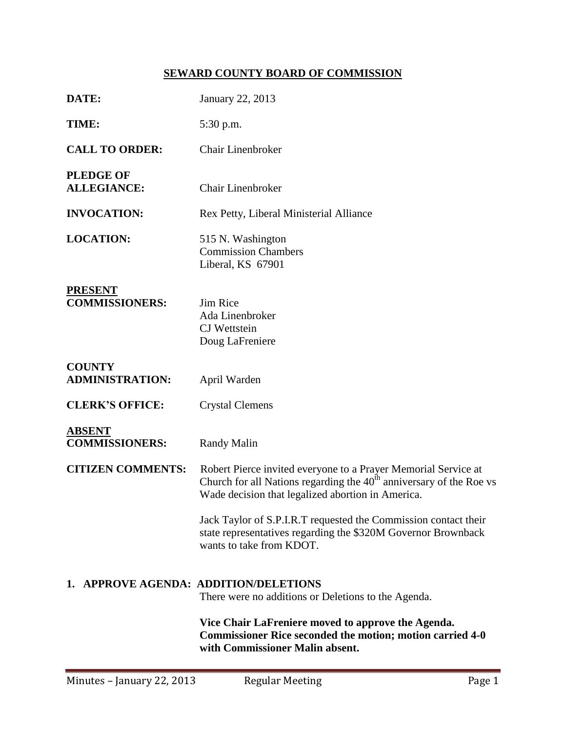# SEWARD COUNTY BOARD OF COMMISSION

**DATE:** January 22, 2013

**TIME:** 5:30 p.m.

**CALL TO ORDER:** Chair Linenbroker

**PLEDGE OF ALLEGIANCE:** Chair Linenbroker

**INVOCATION:** Rex Petty, Liberal Ministerial Alliance

**LOCATION:** 515 N. Washington
Commission Chambers
Liberal, KS 67901

**PRESENT COMMISSIONERS:** Jim Rice
Ada Linenbroker
CJ Wettstein
Doug LaFreniere

**COUNTY ADMINISTRATION:** April Warden

**CLERK'S OFFICE:** Crystal Clemens

**ABSENT COMMISSIONERS:** Randy Malin

**CITIZEN COMMENTS:** Robert Pierce invited everyone to a Prayer Memorial Service at Church for all Nations regarding the 40th anniversary of the Roe vs Wade decision that legalized abortion in America.

Jack Taylor of S.P.I.R.T requested the Commission contact their state representatives regarding the $320M Governor Brownback wants to take from KDOT.

**1. APPROVE AGENDA: ADDITION/DELETIONS**

There were no additions or Deletions to the Agenda.

**Vice Chair LaFreniere moved to approve the Agenda. Commissioner Rice seconded the motion; motion carried 4-0 with Commissioner Malin absent.**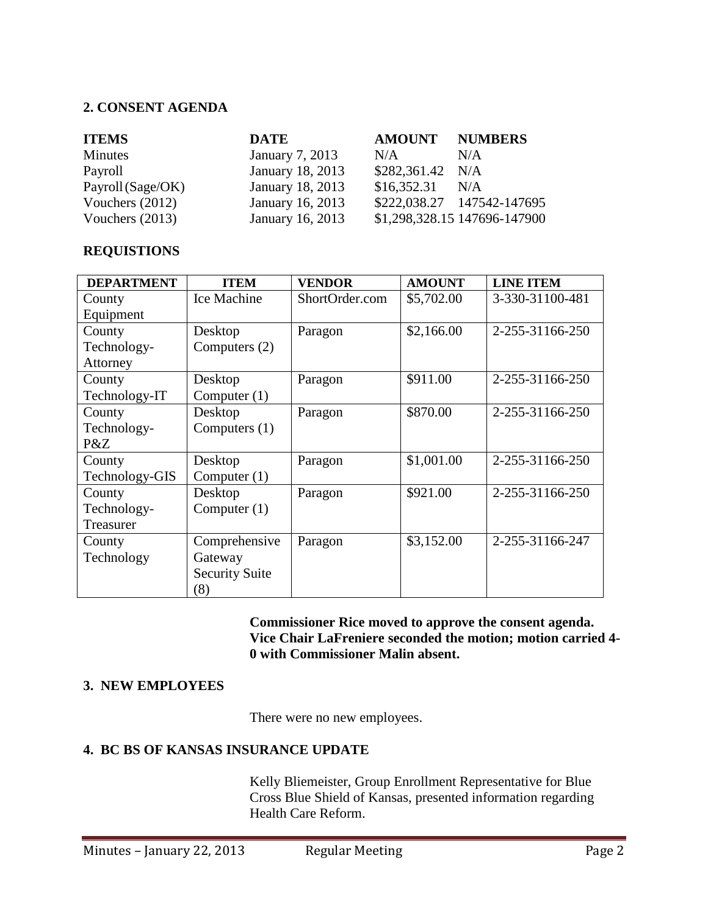## 2. CONSENT AGENDA

| ITEMS | DATE | AMOUNT | NUMBERS |
|---|---|---|---|
| Minutes | January 7, 2013 | N/A | N/A |
| Payroll | January 18, 2013 | $282,361.42 | N/A |
| Payroll (Sage/OK) | January 18, 2013 | $16,352.31 | N/A |
| Vouchers (2012) | January 16, 2013 | $222,038.27 | 147542-147695 |
| Vouchers (2013) | January 16, 2013 | $1,298,328.15 | 147696-147900 |

### REQUISTIONS

| DEPARTMENT | ITEM | VENDOR | AMOUNT | LINE ITEM |
|---|---|---|---|---|
| County Equipment | Ice Machine | ShortOrder.com | $5,702.00 | 3-330-31100-481 |
| County Technology-Attorney | Desktop Computers (2) | Paragon | $2,166.00 | 2-255-31166-250 |
| County Technology-IT | Desktop Computer (1) | Paragon | $911.00 | 2-255-31166-250 |
| County Technology-P&Z | Desktop Computers (1) | Paragon | $870.00 | 2-255-31166-250 |
| County Technology-GIS | Desktop Computer (1) | Paragon | $1,001.00 | 2-255-31166-250 |
| County Technology-Treasurer | Desktop Computer (1) | Paragon | $921.00 | 2-255-31166-250 |
| County Technology | Comprehensive Gateway Security Suite (8) | Paragon | $3,152.00 | 2-255-31166-247 |

**Commissioner Rice moved to approve the consent agenda. Vice Chair LaFreniere seconded the motion; motion carried 4-0 with Commissioner Malin absent.**

## 3. NEW EMPLOYEES

There were no new employees.

## 4. BC BS OF KANSAS INSURANCE UPDATE

Kelly Bliemeister, Group Enrollment Representative for Blue Cross Blue Shield of Kansas, presented information regarding Health Care Reform.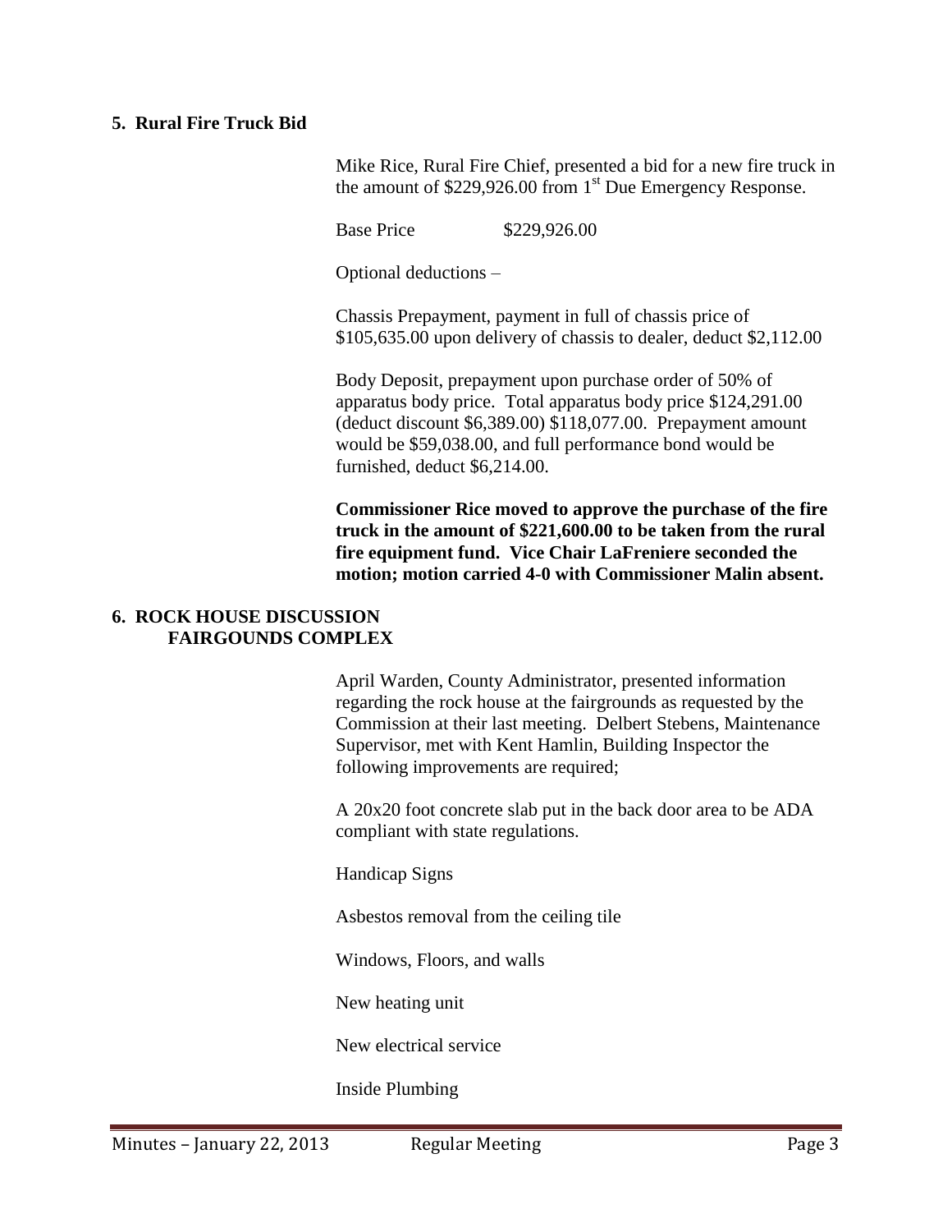## 5. Rural Fire Truck Bid

Mike Rice, Rural Fire Chief, presented a bid for a new fire truck in the amount of $229,926.00 from 1st Due Emergency Response.

Base Price $229,926.00

Optional deductions –

Chassis Prepayment, payment in full of chassis price of $105,635.00 upon delivery of chassis to dealer, deduct $2,112.00

Body Deposit, prepayment upon purchase order of 50% of apparatus body price. Total apparatus body price $124,291.00 (deduct discount $6,389.00) $118,077.00. Prepayment amount would be $59,038.00, and full performance bond would be furnished, deduct $6,214.00.

**Commissioner Rice moved to approve the purchase of the fire truck in the amount of $221,600.00 to be taken from the rural fire equipment fund. Vice Chair LaFreniere seconded the motion; motion carried 4-0 with Commissioner Malin absent.**

## 6. ROCK HOUSE DISCUSSION FAIRGOUNDS COMPLEX

April Warden, County Administrator, presented information regarding the rock house at the fairgrounds as requested by the Commission at their last meeting. Delbert Stebens, Maintenance Supervisor, met with Kent Hamlin, Building Inspector the following improvements are required;

A 20x20 foot concrete slab put in the back door area to be ADA compliant with state regulations.

Handicap Signs

Asbestos removal from the ceiling tile

Windows, Floors, and walls

New heating unit

New electrical service

Inside Plumbing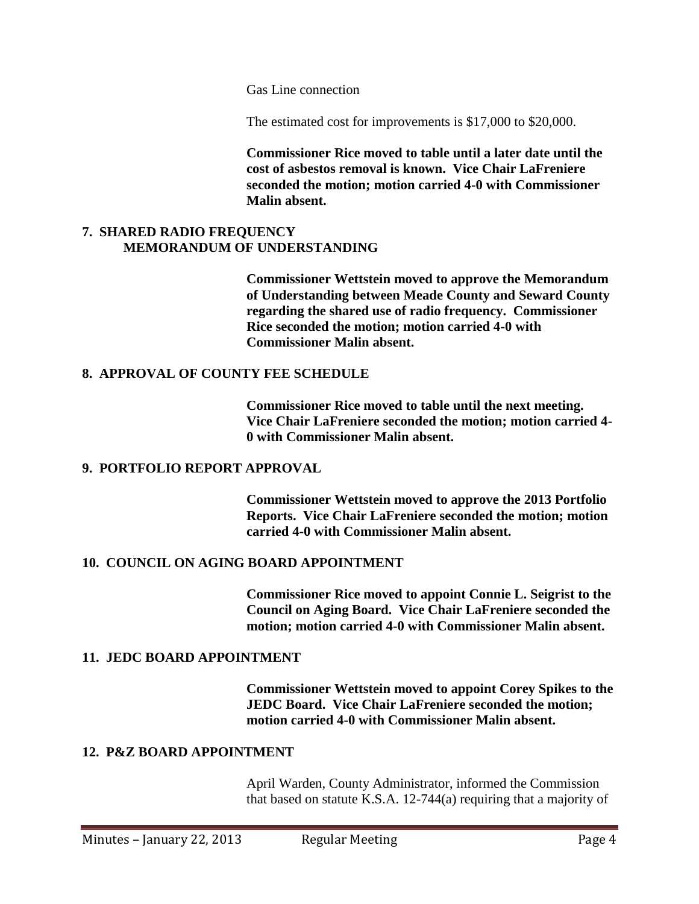Gas Line connection

The estimated cost for improvements is $17,000 to $20,000.

**Commissioner Rice moved to table until a later date until the cost of asbestos removal is known. Vice Chair LaFreniere seconded the motion; motion carried 4-0 with Commissioner Malin absent.**

## 7. SHARED RADIO FREQUENCY MEMORANDUM OF UNDERSTANDING

**Commissioner Wettstein moved to approve the Memorandum of Understanding between Meade County and Seward County regarding the shared use of radio frequency. Commissioner Rice seconded the motion; motion carried 4-0 with Commissioner Malin absent.**

## 8. APPROVAL OF COUNTY FEE SCHEDULE

**Commissioner Rice moved to table until the next meeting. Vice Chair LaFreniere seconded the motion; motion carried 4-0 with Commissioner Malin absent.**

## 9. PORTFOLIO REPORT APPROVAL

**Commissioner Wettstein moved to approve the 2013 Portfolio Reports. Vice Chair LaFreniere seconded the motion; motion carried 4-0 with Commissioner Malin absent.**

## 10. COUNCIL ON AGING BOARD APPOINTMENT

**Commissioner Rice moved to appoint Connie L. Seigrist to the Council on Aging Board. Vice Chair LaFreniere seconded the motion; motion carried 4-0 with Commissioner Malin absent.**

## 11. JEDC BOARD APPOINTMENT

**Commissioner Wettstein moved to appoint Corey Spikes to the JEDC Board. Vice Chair LaFreniere seconded the motion; motion carried 4-0 with Commissioner Malin absent.**

## 12. P&Z BOARD APPOINTMENT

April Warden, County Administrator, informed the Commission that based on statute K.S.A. 12-744(a) requiring that a majority of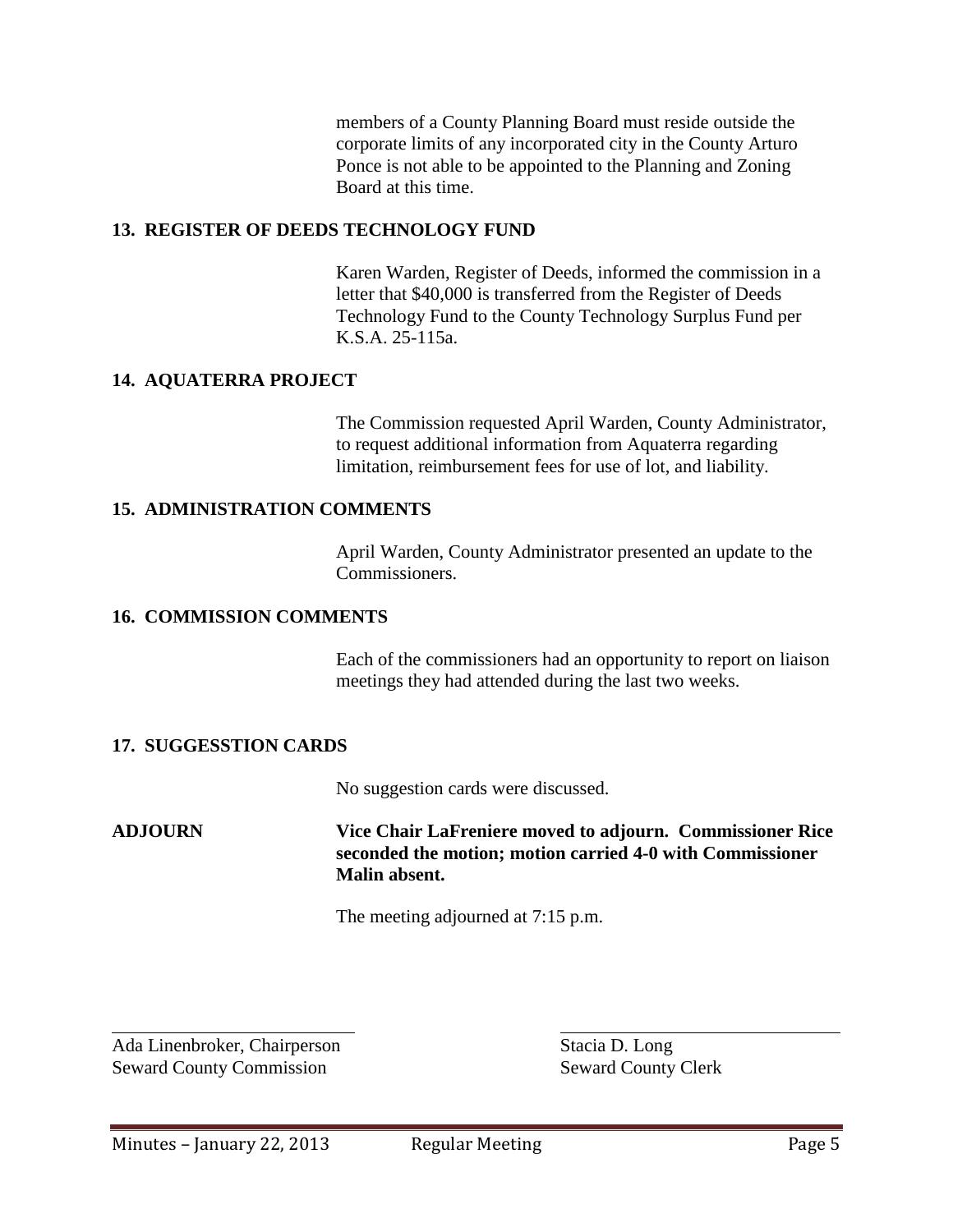members of a County Planning Board must reside outside the corporate limits of any incorporated city in the County Arturo Ponce is not able to be appointed to the Planning and Zoning Board at this time.

**13. REGISTER OF DEEDS TECHNOLOGY FUND**

Karen Warden, Register of Deeds, informed the commission in a letter that $40,000 is transferred from the Register of Deeds Technology Fund to the County Technology Surplus Fund per K.S.A. 25-115a.

**14. AQUATERRA PROJECT**

The Commission requested April Warden, County Administrator, to request additional information from Aquaterra regarding limitation, reimbursement fees for use of lot, and liability.

**15. ADMINISTRATION COMMENTS**

April Warden, County Administrator presented an update to the Commissioners.

**16. COMMISSION COMMENTS**

Each of the commissioners had an opportunity to report on liaison meetings they had attended during the last two weeks.

**17. SUGGESSTION CARDS**

No suggestion cards were discussed.

**ADJOURN** **Vice Chair LaFreniere moved to adjourn. Commissioner Rice seconded the motion; motion carried 4-0 with Commissioner Malin absent.**

The meeting adjourned at 7:15 p.m.

Ada Linenbroker, Chairperson
Seward County Commission

Stacia D. Long
Seward County Clerk